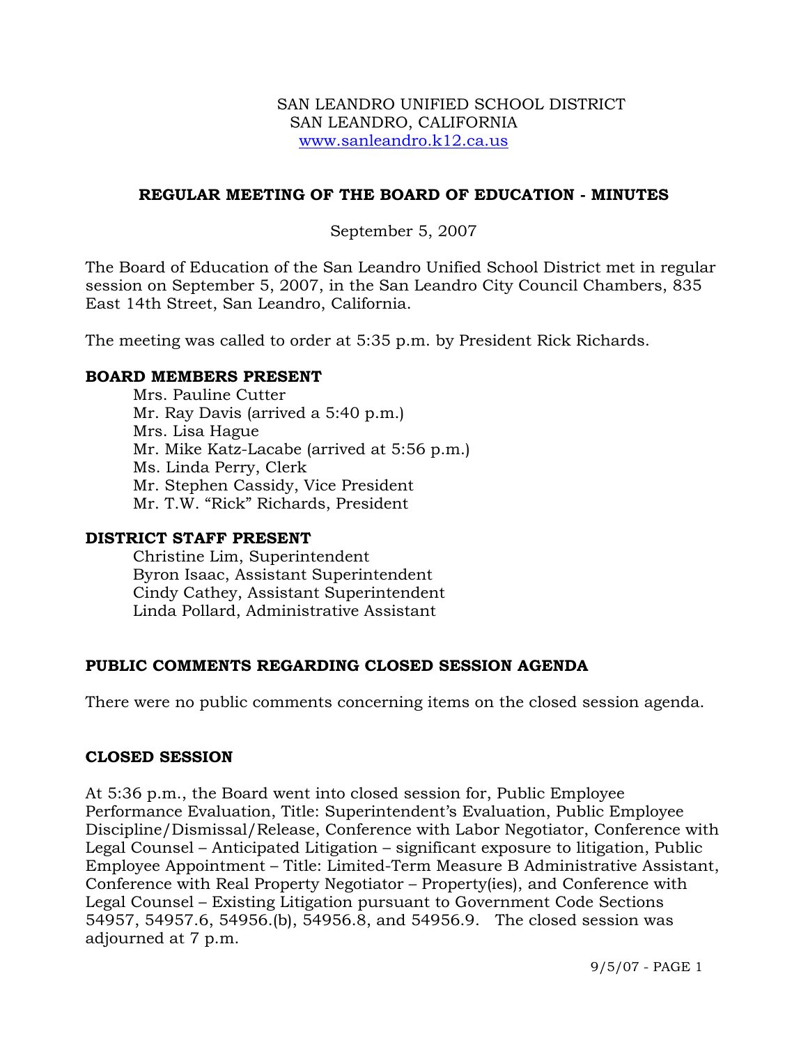SAN LEANDRO UNIFIED SCHOOL DISTRICT
SAN LEANDRO, CALIFORNIA
www.sanleandro.k12.ca.us

## REGULAR MEETING OF THE BOARD OF EDUCATION - MINUTES

September 5, 2007

The Board of Education of the San Leandro Unified School District met in regular session on September 5, 2007, in the San Leandro City Council Chambers, 835 East 14th Street, San Leandro, California.

The meeting was called to order at 5:35 p.m. by President Rick Richards.

### BOARD MEMBERS PRESENT

- Mrs. Pauline Cutter
- Mr. Ray Davis (arrived a 5:40 p.m.)
- Mrs. Lisa Hague
- Mr. Mike Katz-Lacabe (arrived at 5:56 p.m.)
- Ms. Linda Perry, Clerk
- Mr. Stephen Cassidy, Vice President
- Mr. T.W. "Rick" Richards, President

### DISTRICT STAFF PRESENT

- Christine Lim, Superintendent
- Byron Isaac, Assistant Superintendent
- Cindy Cathey, Assistant Superintendent
- Linda Pollard, Administrative Assistant

### PUBLIC COMMENTS REGARDING CLOSED SESSION AGENDA

There were no public comments concerning items on the closed session agenda.

### CLOSED SESSION

At 5:36 p.m., the Board went into closed session for, Public Employee Performance Evaluation, Title: Superintendent's Evaluation, Public Employee Discipline/Dismissal/Release, Conference with Labor Negotiator, Conference with Legal Counsel – Anticipated Litigation – significant exposure to litigation, Public Employee Appointment – Title: Limited-Term Measure B Administrative Assistant, Conference with Real Property Negotiator – Property(ies), and Conference with Legal Counsel – Existing Litigation pursuant to Government Code Sections 54957, 54957.6, 54956.(b), 54956.8, and 54956.9. The closed session was adjourned at 7 p.m.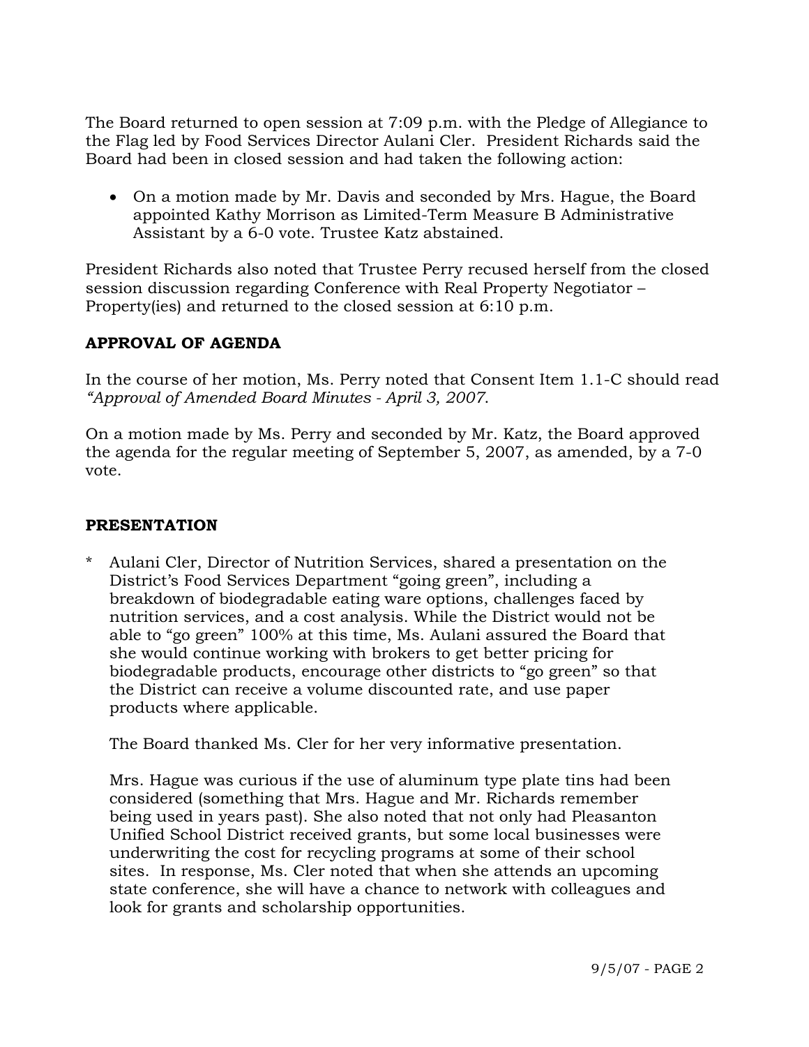The Board returned to open session at 7:09 p.m. with the Pledge of Allegiance to the Flag led by Food Services Director Aulani Cler. President Richards said the Board had been in closed session and had taken the following action:

- On a motion made by Mr. Davis and seconded by Mrs. Hague, the Board appointed Kathy Morrison as Limited-Term Measure B Administrative Assistant by a 6-0 vote. Trustee Katz abstained.

President Richards also noted that Trustee Perry recused herself from the closed session discussion regarding Conference with Real Property Negotiator – Property(ies) and returned to the closed session at 6:10 p.m.

## APPROVAL OF AGENDA

In the course of her motion, Ms. Perry noted that Consent Item 1.1-C should read *"Approval of Amended Board Minutes - April 3, 2007*.

On a motion made by Ms. Perry and seconded by Mr. Katz, the Board approved the agenda for the regular meeting of September 5, 2007, as amended, by a 7-0 vote.

## PRESENTATION

\* Aulani Cler, Director of Nutrition Services, shared a presentation on the District's Food Services Department "going green", including a breakdown of biodegradable eating ware options, challenges faced by nutrition services, and a cost analysis. While the District would not be able to "go green" 100% at this time, Ms. Aulani assured the Board that she would continue working with brokers to get better pricing for biodegradable products, encourage other districts to "go green" so that the District can receive a volume discounted rate, and use paper products where applicable.

The Board thanked Ms. Cler for her very informative presentation.

Mrs. Hague was curious if the use of aluminum type plate tins had been considered (something that Mrs. Hague and Mr. Richards remember being used in years past). She also noted that not only had Pleasanton Unified School District received grants, but some local businesses were underwriting the cost for recycling programs at some of their school sites. In response, Ms. Cler noted that when she attends an upcoming state conference, she will have a chance to network with colleagues and look for grants and scholarship opportunities.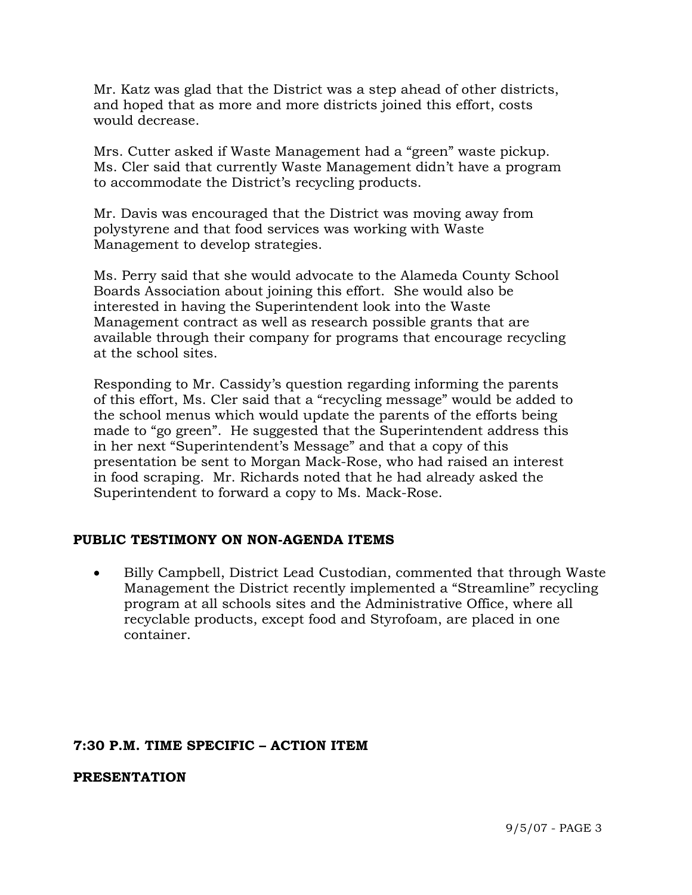Mr. Katz was glad that the District was a step ahead of other districts, and hoped that as more and more districts joined this effort, costs would decrease.

Mrs. Cutter asked if Waste Management had a "green" waste pickup. Ms. Cler said that currently Waste Management didn't have a program to accommodate the District's recycling products.

Mr. Davis was encouraged that the District was moving away from polystyrene and that food services was working with Waste Management to develop strategies.

Ms. Perry said that she would advocate to the Alameda County School Boards Association about joining this effort. She would also be interested in having the Superintendent look into the Waste Management contract as well as research possible grants that are available through their company for programs that encourage recycling at the school sites.

Responding to Mr. Cassidy's question regarding informing the parents of this effort, Ms. Cler said that a "recycling message" would be added to the school menus which would update the parents of the efforts being made to "go green". He suggested that the Superintendent address this in her next "Superintendent's Message" and that a copy of this presentation be sent to Morgan Mack-Rose, who had raised an interest in food scraping. Mr. Richards noted that he had already asked the Superintendent to forward a copy to Ms. Mack-Rose.

## PUBLIC TESTIMONY ON NON-AGENDA ITEMS

- Billy Campbell, District Lead Custodian, commented that through Waste Management the District recently implemented a "Streamline" recycling program at all schools sites and the Administrative Office, where all recyclable products, except food and Styrofoam, are placed in one container.

## 7:30 P.M. TIME SPECIFIC – ACTION ITEM

## PRESENTATION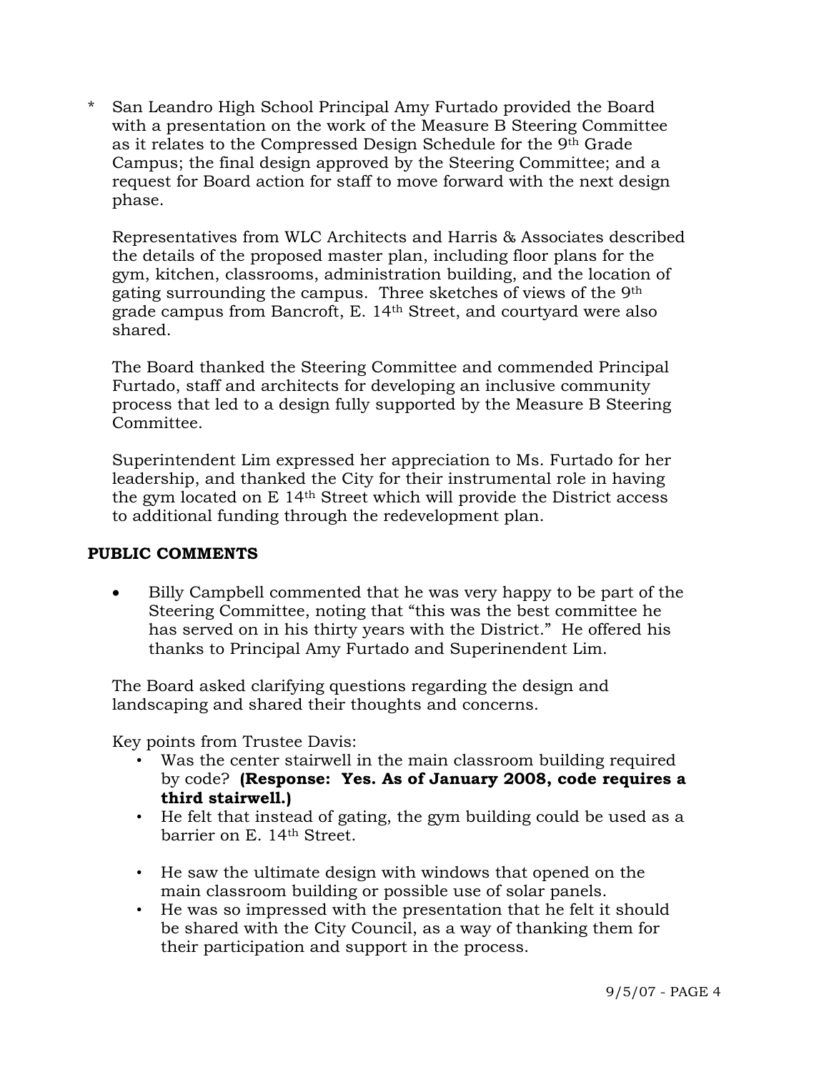* San Leandro High School Principal Amy Furtado provided the Board with a presentation on the work of the Measure B Steering Committee as it relates to the Compressed Design Schedule for the 9th Grade Campus; the final design approved by the Steering Committee; and a request for Board action for staff to move forward with the next design phase.

  Representatives from WLC Architects and Harris & Associates described the details of the proposed master plan, including floor plans for the gym, kitchen, classrooms, administration building, and the location of gating surrounding the campus. Three sketches of views of the 9th grade campus from Bancroft, E. 14th Street, and courtyard were also shared.

  The Board thanked the Steering Committee and commended Principal Furtado, staff and architects for developing an inclusive community process that led to a design fully supported by the Measure B Steering Committee.

  Superintendent Lim expressed her appreciation to Ms. Furtado for her leadership, and thanked the City for their instrumental role in having the gym located on E 14th Street which will provide the District access to additional funding through the redevelopment plan.

## PUBLIC COMMENTS

- Billy Campbell commented that he was very happy to be part of the Steering Committee, noting that "this was the best committee he has served on in his thirty years with the District." He offered his thanks to Principal Amy Furtado and Superinendent Lim.

The Board asked clarifying questions regarding the design and landscaping and shared their thoughts and concerns.

Key points from Trustee Davis:

- Was the center stairwell in the main classroom building required by code? **(Response: Yes. As of January 2008, code requires a third stairwell.)**
- He felt that instead of gating, the gym building could be used as a barrier on E. 14th Street.
- He saw the ultimate design with windows that opened on the main classroom building or possible use of solar panels.
- He was so impressed with the presentation that he felt it should be shared with the City Council, as a way of thanking them for their participation and support in the process.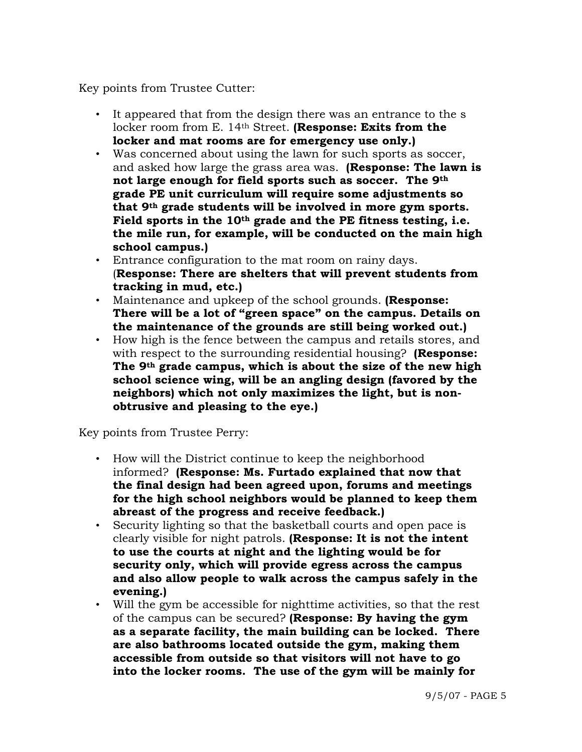Key points from Trustee Cutter:

- It appeared that from the design there was an entrance to the s locker room from E. 14th Street. **(Response: Exits from the locker and mat rooms are for emergency use only.)**
- Was concerned about using the lawn for such sports as soccer, and asked how large the grass area was. **(Response: The lawn is not large enough for field sports such as soccer. The 9th grade PE unit curriculum will require some adjustments so that 9th grade students will be involved in more gym sports. Field sports in the 10th grade and the PE fitness testing, i.e. the mile run, for example, will be conducted on the main high school campus.)**
- Entrance configuration to the mat room on rainy days. (**Response: There are shelters that will prevent students from tracking in mud, etc.)**
- Maintenance and upkeep of the school grounds. **(Response: There will be a lot of "green space" on the campus. Details on the maintenance of the grounds are still being worked out.)**
- How high is the fence between the campus and retails stores, and with respect to the surrounding residential housing? **(Response: The 9th grade campus, which is about the size of the new high school science wing, will be an angling design (favored by the neighbors) which not only maximizes the light, but is non-obtrusive and pleasing to the eye.)**

Key points from Trustee Perry:

- How will the District continue to keep the neighborhood informed? **(Response: Ms. Furtado explained that now that the final design had been agreed upon, forums and meetings for the high school neighbors would be planned to keep them abreast of the progress and receive feedback.)**
- Security lighting so that the basketball courts and open pace is clearly visible for night patrols. **(Response: It is not the intent to use the courts at night and the lighting would be for security only, which will provide egress across the campus and also allow people to walk across the campus safely in the evening.)**
- Will the gym be accessible for nighttime activities, so that the rest of the campus can be secured? **(Response: By having the gym as a separate facility, the main building can be locked. There are also bathrooms located outside the gym, making them accessible from outside so that visitors will not have to go into the locker rooms. The use of the gym will be mainly for**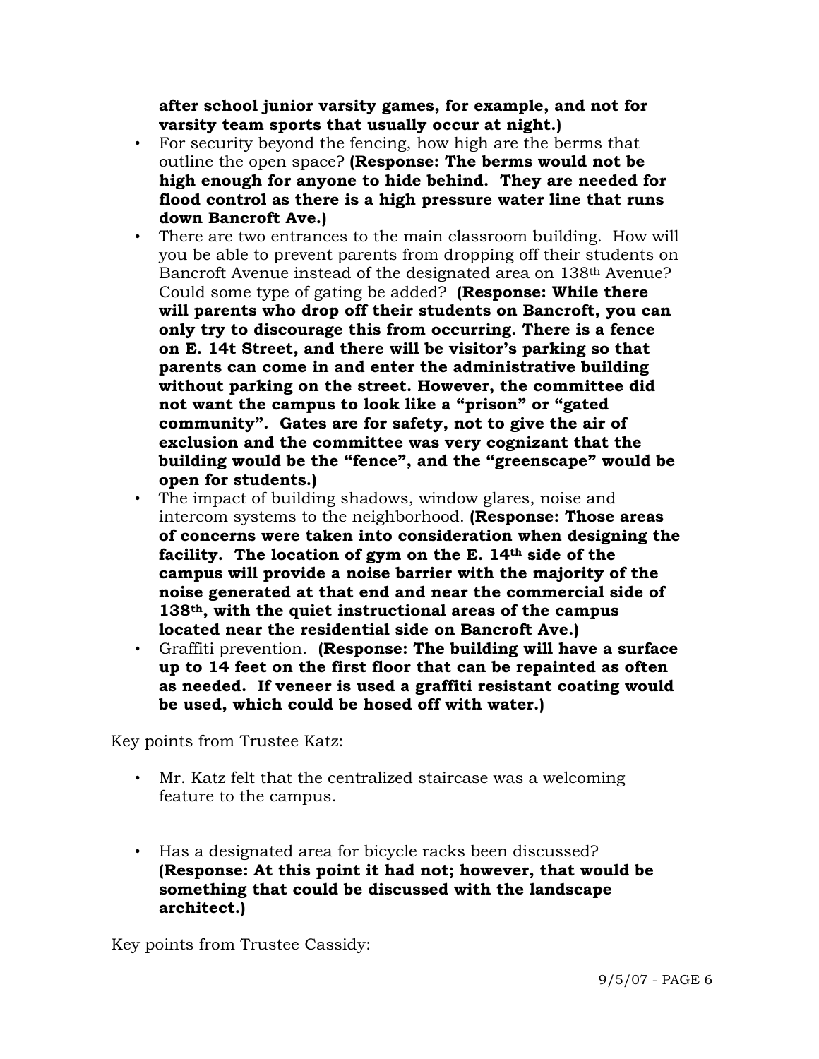**after school junior varsity games, for example, and not for varsity team sports that usually occur at night.)**

- For security beyond the fencing, how high are the berms that outline the open space? **(Response: The berms would not be high enough for anyone to hide behind. They are needed for flood control as there is a high pressure water line that runs down Bancroft Ave.)**
- There are two entrances to the main classroom building. How will you be able to prevent parents from dropping off their students on Bancroft Avenue instead of the designated area on 138th Avenue? Could some type of gating be added? **(Response: While there will parents who drop off their students on Bancroft, you can only try to discourage this from occurring. There is a fence on E. 14t Street, and there will be visitor's parking so that parents can come in and enter the administrative building without parking on the street. However, the committee did not want the campus to look like a "prison" or "gated community". Gates are for safety, not to give the air of exclusion and the committee was very cognizant that the building would be the "fence", and the "greenscape" would be open for students.)**
- The impact of building shadows, window glares, noise and intercom systems to the neighborhood. **(Response: Those areas of concerns were taken into consideration when designing the facility. The location of gym on the E. 14th side of the campus will provide a noise barrier with the majority of the noise generated at that end and near the commercial side of 138th, with the quiet instructional areas of the campus located near the residential side on Bancroft Ave.)**
- Graffiti prevention. **(Response: The building will have a surface up to 14 feet on the first floor that can be repainted as often as needed. If veneer is used a graffiti resistant coating would be used, which could be hosed off with water.)**

Key points from Trustee Katz:

- Mr. Katz felt that the centralized staircase was a welcoming feature to the campus.
- Has a designated area for bicycle racks been discussed? **(Response: At this point it had not; however, that would be something that could be discussed with the landscape architect.)**

Key points from Trustee Cassidy: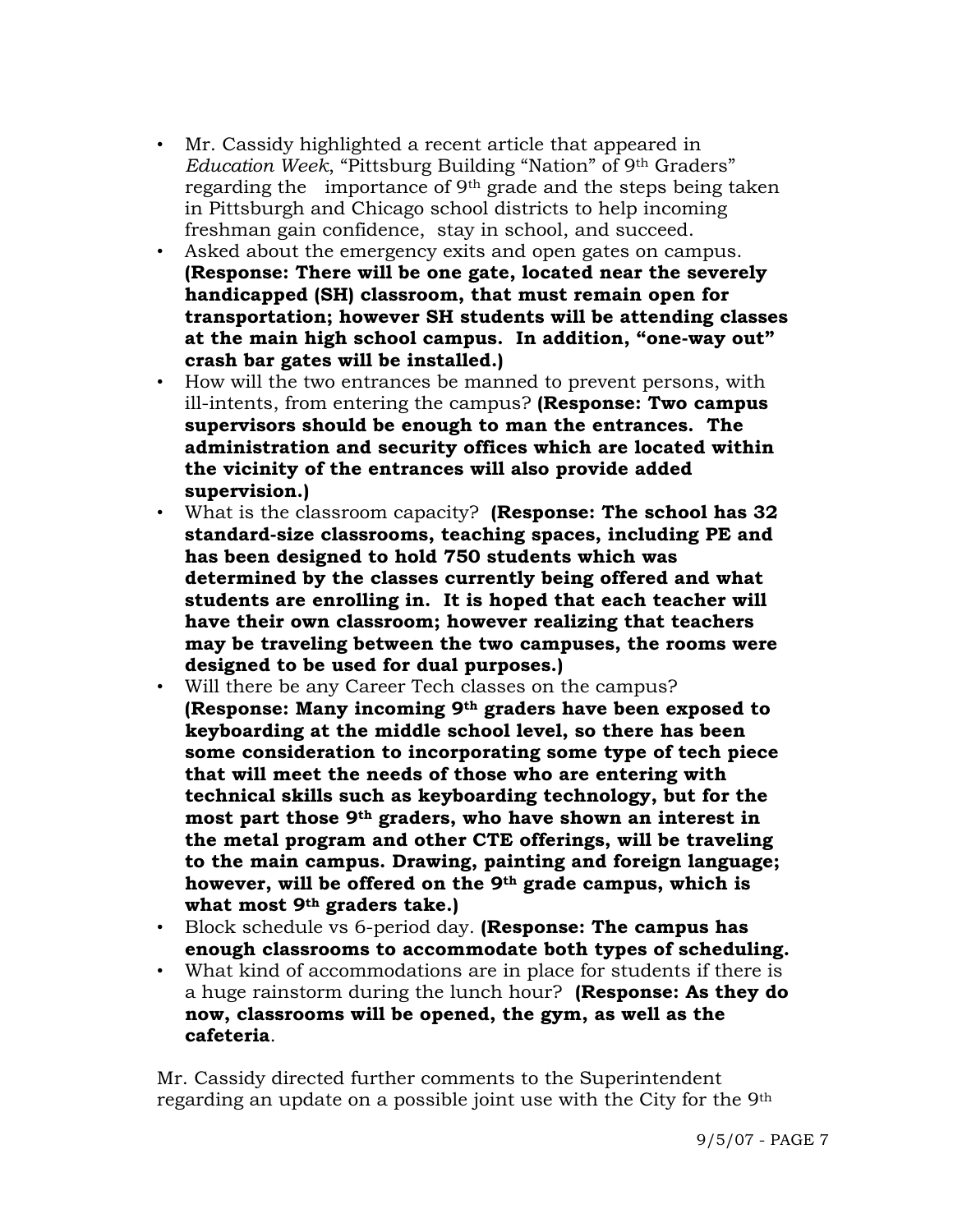- Mr. Cassidy highlighted a recent article that appeared in *Education Week*, "Pittsburg Building "Nation" of 9th Graders" regarding the importance of 9th grade and the steps being taken in Pittsburgh and Chicago school districts to help incoming freshman gain confidence, stay in school, and succeed.
- Asked about the emergency exits and open gates on campus. **(Response: There will be one gate, located near the severely handicapped (SH) classroom, that must remain open for transportation; however SH students will be attending classes at the main high school campus. In addition, "one-way out" crash bar gates will be installed.)**
- How will the two entrances be manned to prevent persons, with ill-intents, from entering the campus? **(Response: Two campus supervisors should be enough to man the entrances. The administration and security offices which are located within the vicinity of the entrances will also provide added supervision.)**
- What is the classroom capacity? **(Response: The school has 32 standard-size classrooms, teaching spaces, including PE and has been designed to hold 750 students which was determined by the classes currently being offered and what students are enrolling in. It is hoped that each teacher will have their own classroom; however realizing that teachers may be traveling between the two campuses, the rooms were designed to be used for dual purposes.)**
- Will there be any Career Tech classes on the campus? **(Response: Many incoming 9th graders have been exposed to keyboarding at the middle school level, so there has been some consideration to incorporating some type of tech piece that will meet the needs of those who are entering with technical skills such as keyboarding technology, but for the most part those 9th graders, who have shown an interest in the metal program and other CTE offerings, will be traveling to the main campus. Drawing, painting and foreign language; however, will be offered on the 9th grade campus, which is what most 9th graders take.)**
- Block schedule vs 6-period day. **(Response: The campus has enough classrooms to accommodate both types of scheduling.**
- What kind of accommodations are in place for students if there is a huge rainstorm during the lunch hour? **(Response: As they do now, classrooms will be opened, the gym, as well as the cafeteria**.

Mr. Cassidy directed further comments to the Superintendent regarding an update on a possible joint use with the City for the 9th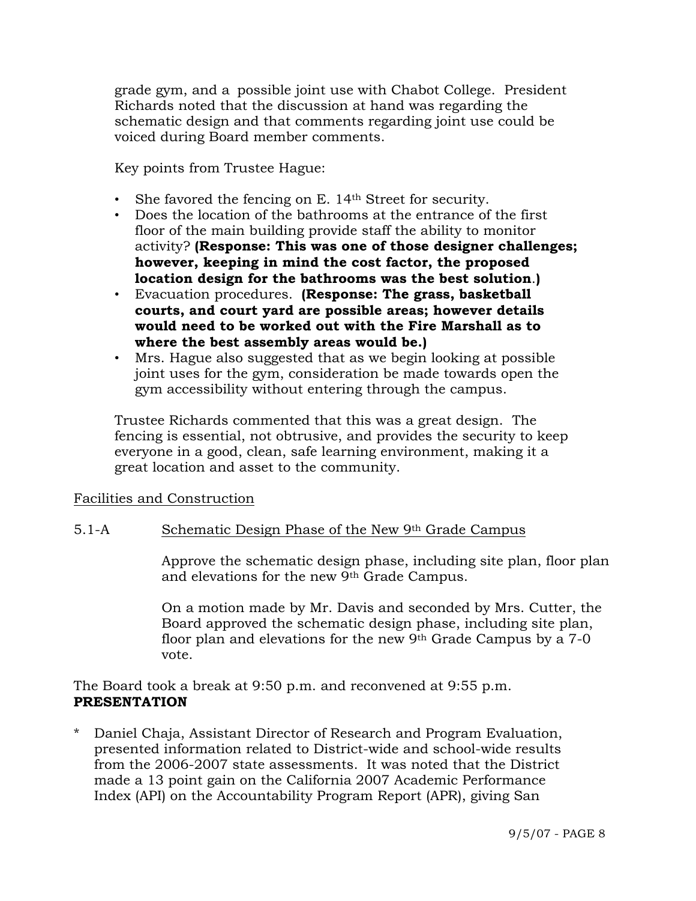grade gym, and a possible joint use with Chabot College. President Richards noted that the discussion at hand was regarding the schematic design and that comments regarding joint use could be voiced during Board member comments.

Key points from Trustee Hague:

- She favored the fencing on E. 14th Street for security.
- Does the location of the bathrooms at the entrance of the first floor of the main building provide staff the ability to monitor activity? **(Response: This was one of those designer challenges; however, keeping in mind the cost factor, the proposed location design for the bathrooms was the best solution.)**
- Evacuation procedures. **(Response: The grass, basketball courts, and court yard are possible areas; however details would need to be worked out with the Fire Marshall as to where the best assembly areas would be.)**
- Mrs. Hague also suggested that as we begin looking at possible joint uses for the gym, consideration be made towards open the gym accessibility without entering through the campus.

Trustee Richards commented that this was a great design. The fencing is essential, not obtrusive, and provides the security to keep everyone in a good, clean, safe learning environment, making it a great location and asset to the community.

Facilities and Construction

5.1-A Schematic Design Phase of the New 9th Grade Campus

Approve the schematic design phase, including site plan, floor plan and elevations for the new 9th Grade Campus.

On a motion made by Mr. Davis and seconded by Mrs. Cutter, the Board approved the schematic design phase, including site plan, floor plan and elevations for the new 9th Grade Campus by a 7-0 vote.

The Board took a break at 9:50 p.m. and reconvened at 9:55 p.m.

**PRESENTATION**

* Daniel Chaja, Assistant Director of Research and Program Evaluation, presented information related to District-wide and school-wide results from the 2006-2007 state assessments. It was noted that the District made a 13 point gain on the California 2007 Academic Performance Index (API) on the Accountability Program Report (APR), giving San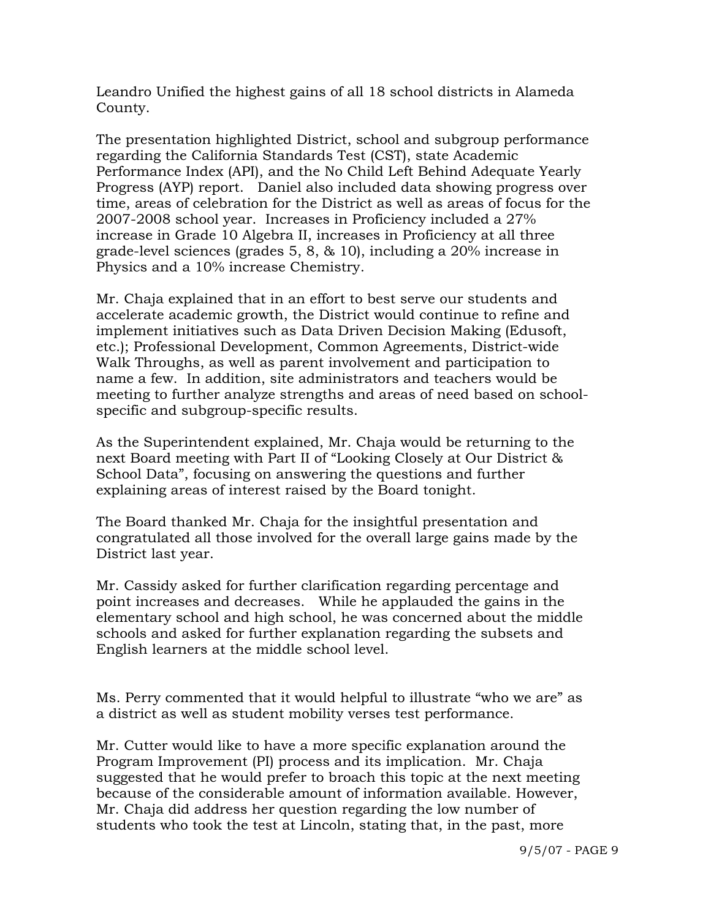Leandro Unified the highest gains of all 18 school districts in Alameda County.

The presentation highlighted District, school and subgroup performance regarding the California Standards Test (CST), state Academic Performance Index (API), and the No Child Left Behind Adequate Yearly Progress (AYP) report. Daniel also included data showing progress over time, areas of celebration for the District as well as areas of focus for the 2007-2008 school year. Increases in Proficiency included a 27% increase in Grade 10 Algebra II, increases in Proficiency at all three grade-level sciences (grades 5, 8, & 10), including a 20% increase in Physics and a 10% increase Chemistry.

Mr. Chaja explained that in an effort to best serve our students and accelerate academic growth, the District would continue to refine and implement initiatives such as Data Driven Decision Making (Edusoft, etc.); Professional Development, Common Agreements, District-wide Walk Throughs, as well as parent involvement and participation to name a few. In addition, site administrators and teachers would be meeting to further analyze strengths and areas of need based on school-specific and subgroup-specific results.

As the Superintendent explained, Mr. Chaja would be returning to the next Board meeting with Part II of "Looking Closely at Our District & School Data", focusing on answering the questions and further explaining areas of interest raised by the Board tonight.

The Board thanked Mr. Chaja for the insightful presentation and congratulated all those involved for the overall large gains made by the District last year.

Mr. Cassidy asked for further clarification regarding percentage and point increases and decreases. While he applauded the gains in the elementary school and high school, he was concerned about the middle schools and asked for further explanation regarding the subsets and English learners at the middle school level.

Ms. Perry commented that it would helpful to illustrate "who we are" as a district as well as student mobility verses test performance.

Mr. Cutter would like to have a more specific explanation around the Program Improvement (PI) process and its implication. Mr. Chaja suggested that he would prefer to broach this topic at the next meeting because of the considerable amount of information available. However, Mr. Chaja did address her question regarding the low number of students who took the test at Lincoln, stating that, in the past, more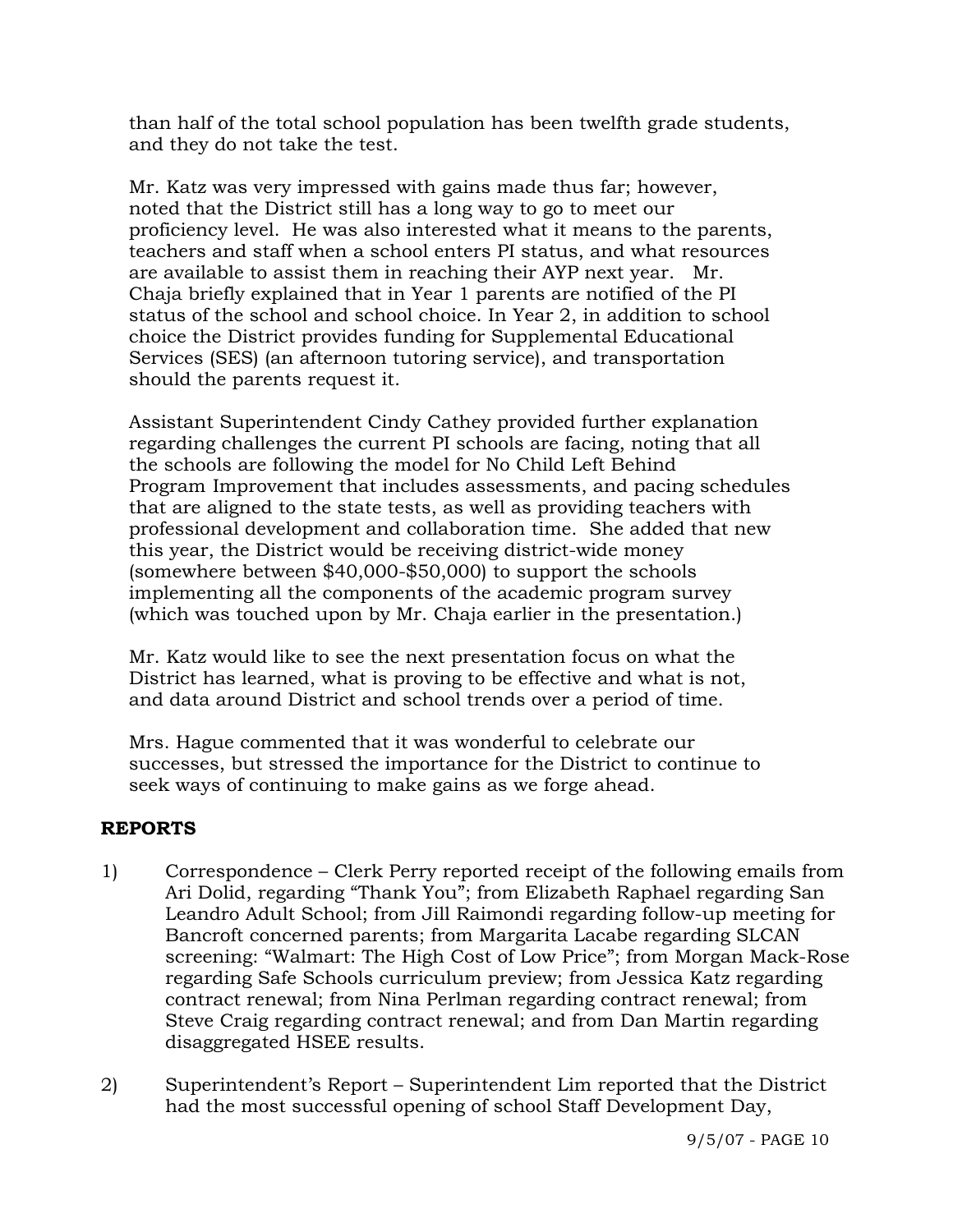than half of the total school population has been twelfth grade students, and they do not take the test.

Mr. Katz was very impressed with gains made thus far; however, noted that the District still has a long way to go to meet our proficiency level. He was also interested what it means to the parents, teachers and staff when a school enters PI status, and what resources are available to assist them in reaching their AYP next year. Mr. Chaja briefly explained that in Year 1 parents are notified of the PI status of the school and school choice. In Year 2, in addition to school choice the District provides funding for Supplemental Educational Services (SES) (an afternoon tutoring service), and transportation should the parents request it.

Assistant Superintendent Cindy Cathey provided further explanation regarding challenges the current PI schools are facing, noting that all the schools are following the model for No Child Left Behind Program Improvement that includes assessments, and pacing schedules that are aligned to the state tests, as well as providing teachers with professional development and collaboration time. She added that new this year, the District would be receiving district-wide money (somewhere between $40,000-$50,000) to support the schools implementing all the components of the academic program survey (which was touched upon by Mr. Chaja earlier in the presentation.)

Mr. Katz would like to see the next presentation focus on what the District has learned, what is proving to be effective and what is not, and data around District and school trends over a period of time.

Mrs. Hague commented that it was wonderful to celebrate our successes, but stressed the importance for the District to continue to seek ways of continuing to make gains as we forge ahead.

## REPORTS

1) Correspondence – Clerk Perry reported receipt of the following emails from Ari Dolid, regarding "Thank You"; from Elizabeth Raphael regarding San Leandro Adult School; from Jill Raimondi regarding follow-up meeting for Bancroft concerned parents; from Margarita Lacabe regarding SLCAN screening: "Walmart: The High Cost of Low Price"; from Morgan Mack-Rose regarding Safe Schools curriculum preview; from Jessica Katz regarding contract renewal; from Nina Perlman regarding contract renewal; from Steve Craig regarding contract renewal; and from Dan Martin regarding disaggregated HSEE results.

2) Superintendent's Report – Superintendent Lim reported that the District had the most successful opening of school Staff Development Day,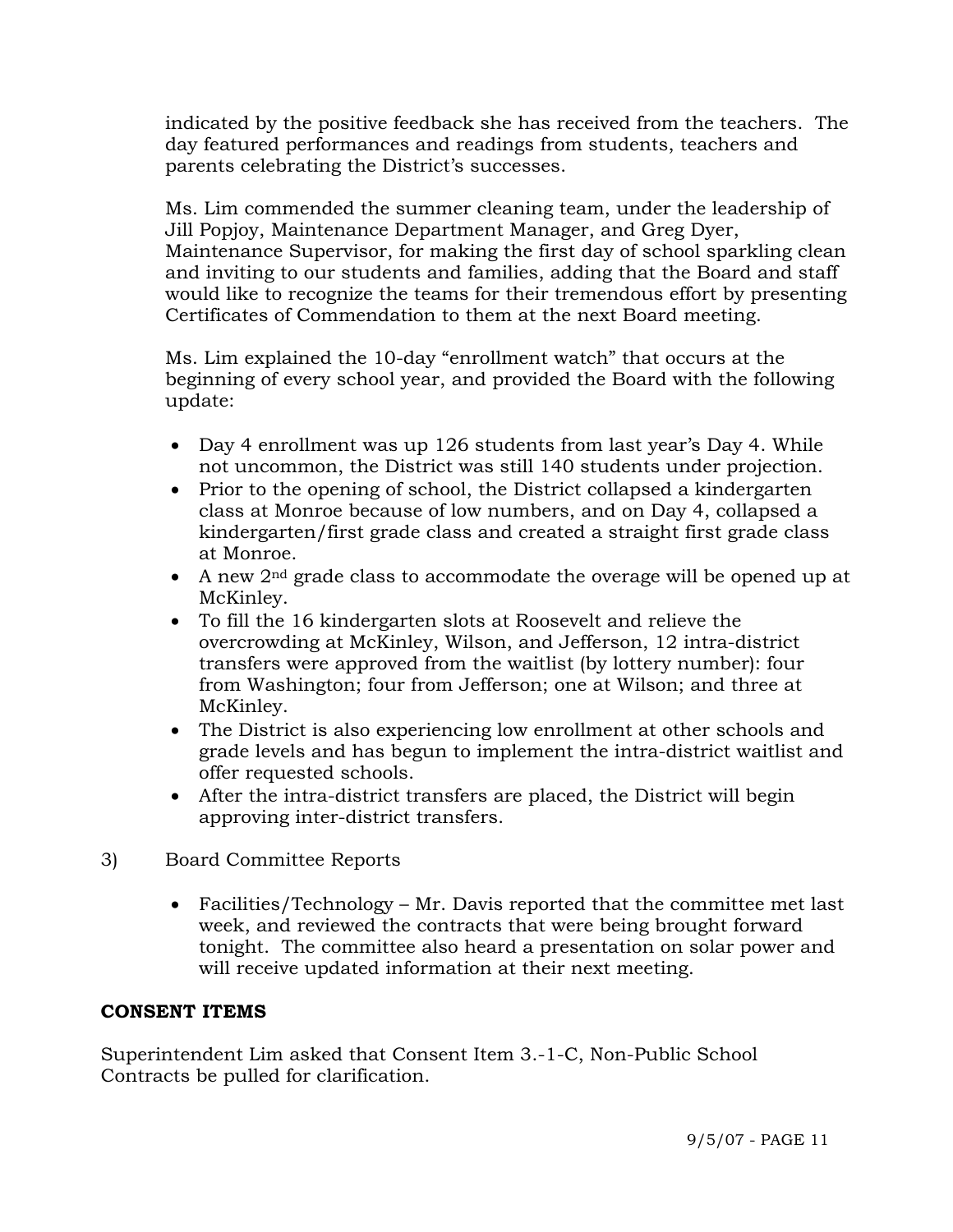indicated by the positive feedback she has received from the teachers. The day featured performances and readings from students, teachers and parents celebrating the District's successes.

Ms. Lim commended the summer cleaning team, under the leadership of Jill Popjoy, Maintenance Department Manager, and Greg Dyer, Maintenance Supervisor, for making the first day of school sparkling clean and inviting to our students and families, adding that the Board and staff would like to recognize the teams for their tremendous effort by presenting Certificates of Commendation to them at the next Board meeting.

Ms. Lim explained the 10-day "enrollment watch" that occurs at the beginning of every school year, and provided the Board with the following update:

- Day 4 enrollment was up 126 students from last year's Day 4. While not uncommon, the District was still 140 students under projection.
- Prior to the opening of school, the District collapsed a kindergarten class at Monroe because of low numbers, and on Day 4, collapsed a kindergarten/first grade class and created a straight first grade class at Monroe.
- A new 2nd grade class to accommodate the overage will be opened up at McKinley.
- To fill the 16 kindergarten slots at Roosevelt and relieve the overcrowding at McKinley, Wilson, and Jefferson, 12 intra-district transfers were approved from the waitlist (by lottery number): four from Washington; four from Jefferson; one at Wilson; and three at McKinley.
- The District is also experiencing low enrollment at other schools and grade levels and has begun to implement the intra-district waitlist and offer requested schools.
- After the intra-district transfers are placed, the District will begin approving inter-district transfers.

3) Board Committee Reports

- Facilities/Technology – Mr. Davis reported that the committee met last week, and reviewed the contracts that were being brought forward tonight. The committee also heard a presentation on solar power and will receive updated information at their next meeting.

**CONSENT ITEMS**

Superintendent Lim asked that Consent Item 3.-1-C, Non-Public School Contracts be pulled for clarification.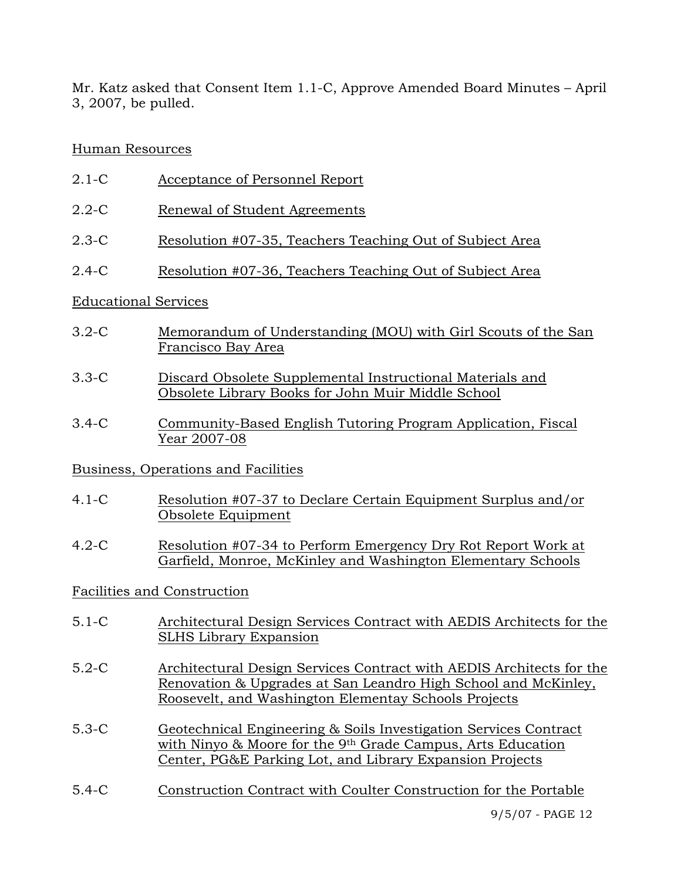Mr. Katz asked that Consent Item 1.1-C, Approve Amended Board Minutes – April 3, 2007, be pulled.

Human Resources

2.1-C Acceptance of Personnel Report

2.2-C Renewal of Student Agreements

2.3-C Resolution #07-35, Teachers Teaching Out of Subject Area

2.4-C Resolution #07-36, Teachers Teaching Out of Subject Area

Educational Services

3.2-C Memorandum of Understanding (MOU) with Girl Scouts of the San Francisco Bay Area

3.3-C Discard Obsolete Supplemental Instructional Materials and Obsolete Library Books for John Muir Middle School

3.4-C Community-Based English Tutoring Program Application, Fiscal Year 2007-08

Business, Operations and Facilities

4.1-C Resolution #07-37 to Declare Certain Equipment Surplus and/or Obsolete Equipment

4.2-C Resolution #07-34 to Perform Emergency Dry Rot Report Work at Garfield, Monroe, McKinley and Washington Elementary Schools

Facilities and Construction

5.1-C Architectural Design Services Contract with AEDIS Architects for the SLHS Library Expansion

5.2-C Architectural Design Services Contract with AEDIS Architects for the Renovation & Upgrades at San Leandro High School and McKinley, Roosevelt, and Washington Elementay Schools Projects

5.3-C Geotechnical Engineering & Soils Investigation Services Contract with Ninyo & Moore for the 9th Grade Campus, Arts Education Center, PG&E Parking Lot, and Library Expansion Projects

5.4-C Construction Contract with Coulter Construction for the Portable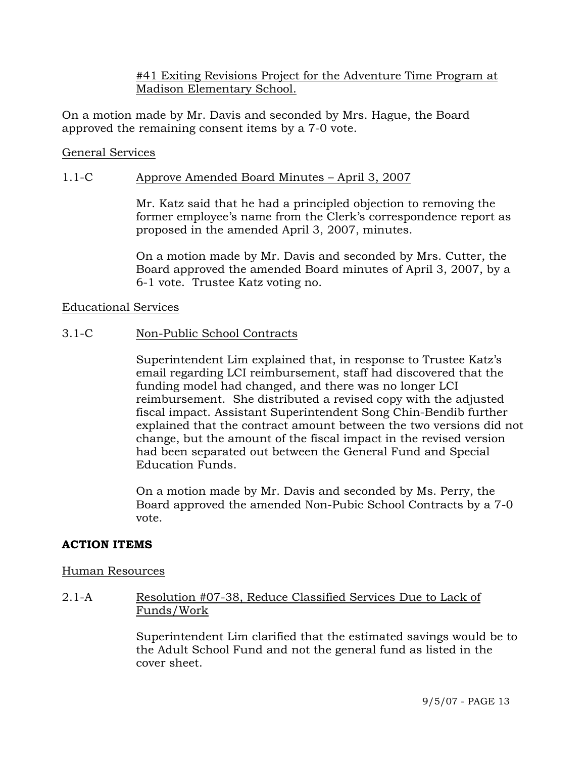#41 Exiting Revisions Project for the Adventure Time Program at Madison Elementary School.

On a motion made by Mr. Davis and seconded by Mrs. Hague, the Board approved the remaining consent items by a 7-0 vote.

General Services

1.1-C Approve Amended Board Minutes – April 3, 2007

Mr. Katz said that he had a principled objection to removing the former employee's name from the Clerk's correspondence report as proposed in the amended April 3, 2007, minutes.

On a motion made by Mr. Davis and seconded by Mrs. Cutter, the Board approved the amended Board minutes of April 3, 2007, by a 6-1 vote. Trustee Katz voting no.

Educational Services

3.1-C Non-Public School Contracts

Superintendent Lim explained that, in response to Trustee Katz's email regarding LCI reimbursement, staff had discovered that the funding model had changed, and there was no longer LCI reimbursement. She distributed a revised copy with the adjusted fiscal impact. Assistant Superintendent Song Chin-Bendib further explained that the contract amount between the two versions did not change, but the amount of the fiscal impact in the revised version had been separated out between the General Fund and Special Education Funds.

On a motion made by Mr. Davis and seconded by Ms. Perry, the Board approved the amended Non-Pubic School Contracts by a 7-0 vote.

**ACTION ITEMS**

Human Resources

2.1-A Resolution #07-38, Reduce Classified Services Due to Lack of Funds/Work

Superintendent Lim clarified that the estimated savings would be to the Adult School Fund and not the general fund as listed in the cover sheet.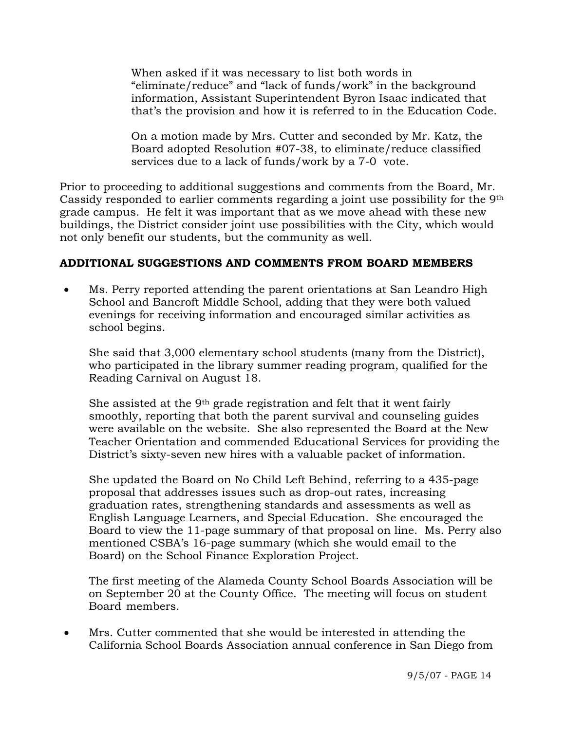When asked if it was necessary to list both words in "eliminate/reduce" and "lack of funds/work" in the background information, Assistant Superintendent Byron Isaac indicated that that's the provision and how it is referred to in the Education Code.

On a motion made by Mrs. Cutter and seconded by Mr. Katz, the Board adopted Resolution #07-38, to eliminate/reduce classified services due to a lack of funds/work by a 7-0 vote.

Prior to proceeding to additional suggestions and comments from the Board, Mr. Cassidy responded to earlier comments regarding a joint use possibility for the 9th grade campus. He felt it was important that as we move ahead with these new buildings, the District consider joint use possibilities with the City, which would not only benefit our students, but the community as well.

**ADDITIONAL SUGGESTIONS AND COMMENTS FROM BOARD MEMBERS**

- Ms. Perry reported attending the parent orientations at San Leandro High School and Bancroft Middle School, adding that they were both valued evenings for receiving information and encouraged similar activities as school begins.

  She said that 3,000 elementary school students (many from the District), who participated in the library summer reading program, qualified for the Reading Carnival on August 18.

  She assisted at the 9th grade registration and felt that it went fairly smoothly, reporting that both the parent survival and counseling guides were available on the website. She also represented the Board at the New Teacher Orientation and commended Educational Services for providing the District's sixty-seven new hires with a valuable packet of information.

  She updated the Board on No Child Left Behind, referring to a 435-page proposal that addresses issues such as drop-out rates, increasing graduation rates, strengthening standards and assessments as well as English Language Learners, and Special Education. She encouraged the Board to view the 11-page summary of that proposal on line. Ms. Perry also mentioned CSBA's 16-page summary (which she would email to the Board) on the School Finance Exploration Project.

  The first meeting of the Alameda County School Boards Association will be on September 20 at the County Office. The meeting will focus on student Board members.

- Mrs. Cutter commented that she would be interested in attending the California School Boards Association annual conference in San Diego from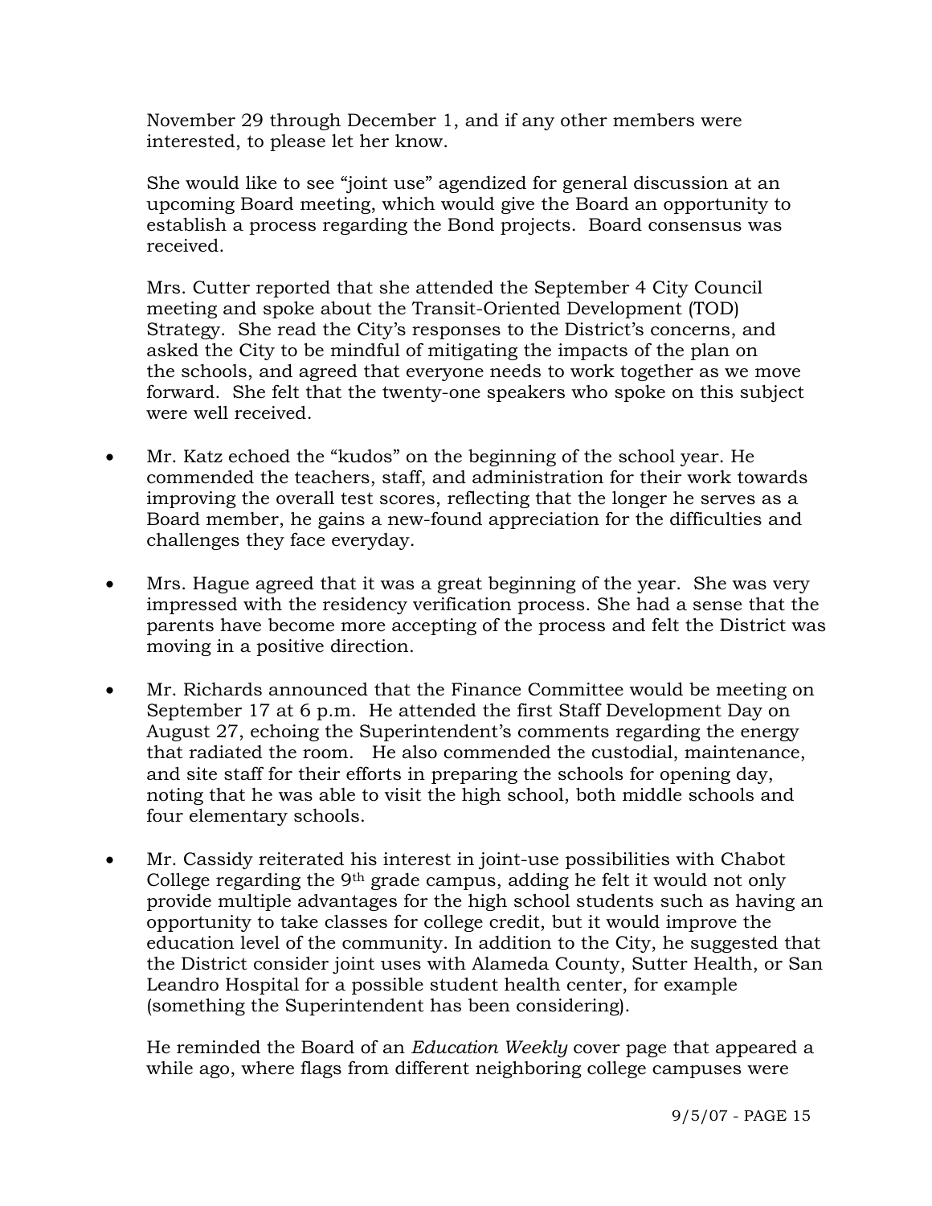November 29 through December 1, and if any other members were interested, to please let her know.

She would like to see "joint use" agendized for general discussion at an upcoming Board meeting, which would give the Board an opportunity to establish a process regarding the Bond projects. Board consensus was received.

Mrs. Cutter reported that she attended the September 4 City Council meeting and spoke about the Transit-Oriented Development (TOD) Strategy. She read the City's responses to the District's concerns, and asked the City to be mindful of mitigating the impacts of the plan on the schools, and agreed that everyone needs to work together as we move forward. She felt that the twenty-one speakers who spoke on this subject were well received.

- Mr. Katz echoed the "kudos" on the beginning of the school year. He commended the teachers, staff, and administration for their work towards improving the overall test scores, reflecting that the longer he serves as a Board member, he gains a new-found appreciation for the difficulties and challenges they face everyday.

- Mrs. Hague agreed that it was a great beginning of the year. She was very impressed with the residency verification process. She had a sense that the parents have become more accepting of the process and felt the District was moving in a positive direction.

- Mr. Richards announced that the Finance Committee would be meeting on September 17 at 6 p.m. He attended the first Staff Development Day on August 27, echoing the Superintendent's comments regarding the energy that radiated the room. He also commended the custodial, maintenance, and site staff for their efforts in preparing the schools for opening day, noting that he was able to visit the high school, both middle schools and four elementary schools.

- Mr. Cassidy reiterated his interest in joint-use possibilities with Chabot College regarding the 9th grade campus, adding he felt it would not only provide multiple advantages for the high school students such as having an opportunity to take classes for college credit, but it would improve the education level of the community. In addition to the City, he suggested that the District consider joint uses with Alameda County, Sutter Health, or San Leandro Hospital for a possible student health center, for example (something the Superintendent has been considering).

  He reminded the Board of an *Education Weekly* cover page that appeared a while ago, where flags from different neighboring college campuses were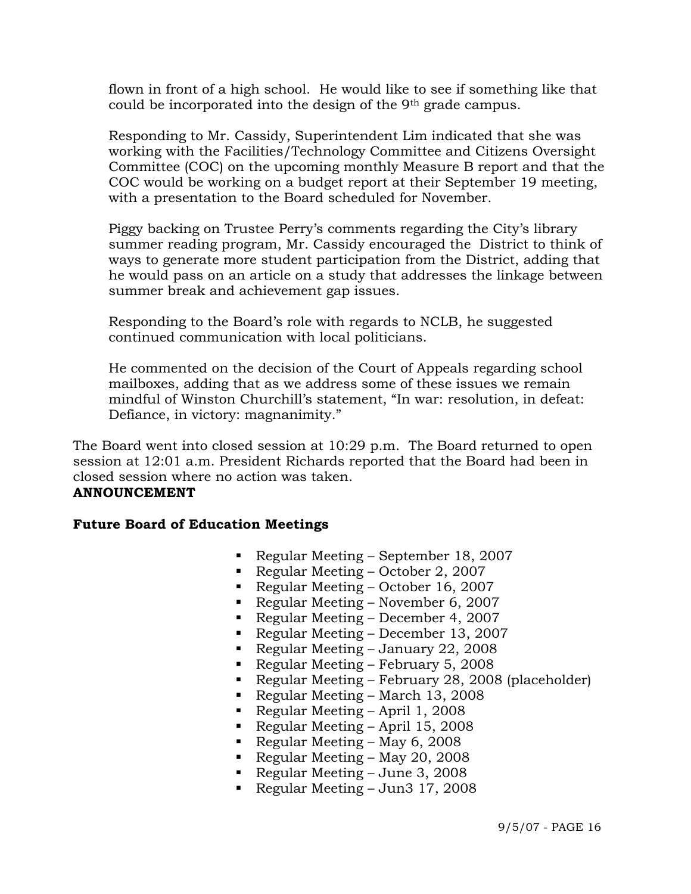flown in front of a high school. He would like to see if something like that could be incorporated into the design of the 9th grade campus.

Responding to Mr. Cassidy, Superintendent Lim indicated that she was working with the Facilities/Technology Committee and Citizens Oversight Committee (COC) on the upcoming monthly Measure B report and that the COC would be working on a budget report at their September 19 meeting, with a presentation to the Board scheduled for November.

Piggy backing on Trustee Perry's comments regarding the City's library summer reading program, Mr. Cassidy encouraged the District to think of ways to generate more student participation from the District, adding that he would pass on an article on a study that addresses the linkage between summer break and achievement gap issues.

Responding to the Board's role with regards to NCLB, he suggested continued communication with local politicians.

He commented on the decision of the Court of Appeals regarding school mailboxes, adding that as we address some of these issues we remain mindful of Winston Churchill's statement, "In war: resolution, in defeat: Defiance, in victory: magnanimity."

The Board went into closed session at 10:29 p.m. The Board returned to open session at 12:01 a.m. President Richards reported that the Board had been in closed session where no action was taken.

**ANNOUNCEMENT**

**Future Board of Education Meetings**

- Regular Meeting – September 18, 2007
- Regular Meeting – October 2, 2007
- Regular Meeting – October 16, 2007
- Regular Meeting – November 6, 2007
- Regular Meeting – December 4, 2007
- Regular Meeting – December 13, 2007
- Regular Meeting – January 22, 2008
- Regular Meeting – February 5, 2008
- Regular Meeting – February 28, 2008 (placeholder)
- Regular Meeting – March 13, 2008
- Regular Meeting – April 1, 2008
- Regular Meeting – April 15, 2008
- Regular Meeting – May 6, 2008
- Regular Meeting – May 20, 2008
- Regular Meeting – June 3, 2008
- Regular Meeting – Jun3 17, 2008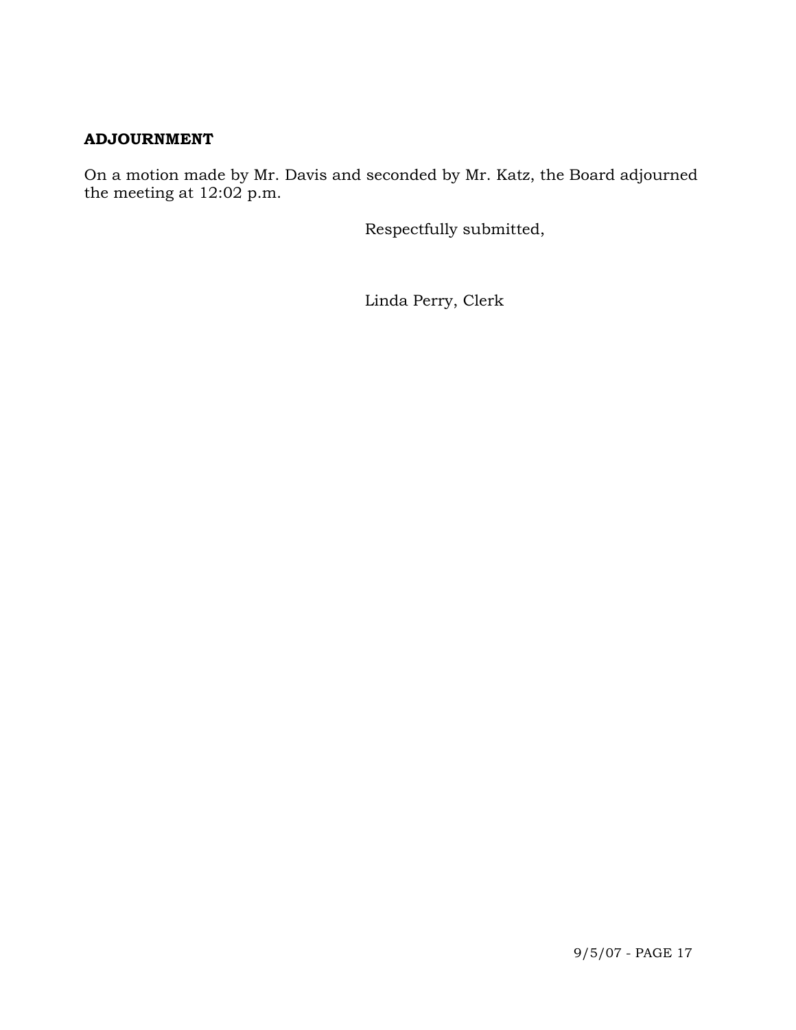**ADJOURNMENT**

On a motion made by Mr. Davis and seconded by Mr. Katz, the Board adjourned the meeting at 12:02 p.m.

Respectfully submitted,

Linda Perry, Clerk